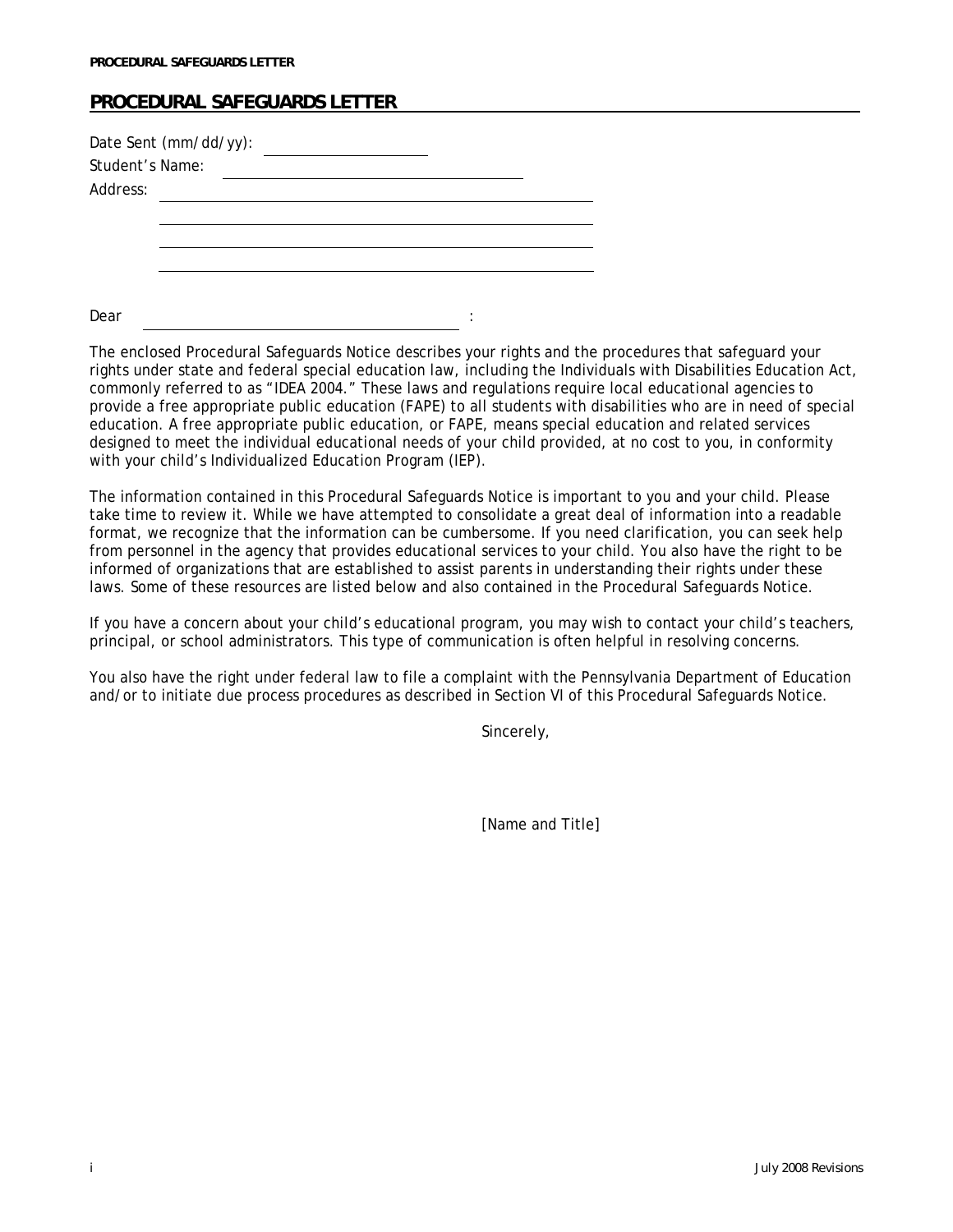## PROCEDURAL SAFEGUARDS LETTER

Date Sent (mm/dd/yy): ____________________

Student's Name: ____________________________________

Address: ____________________________________________

____________________________________________

____________________________________________

____________________________________________

Dear ______________________________________:

The enclosed Procedural Safeguards Notice describes your rights and the procedures that safeguard your rights under state and federal special education law, including the Individuals with Disabilities Education Act, commonly referred to as "IDEA 2004." These laws and regulations require local educational agencies to provide a free appropriate public education (FAPE) to all students with disabilities who are in need of special education. A free appropriate public education, or FAPE, means special education and related services designed to meet the individual educational needs of your child provided, at no cost to you, in conformity with your child's Individualized Education Program (IEP).

The information contained in this Procedural Safeguards Notice is important to you and your child. Please take time to review it. While we have attempted to consolidate a great deal of information into a readable format, we recognize that the information can be cumbersome. If you need clarification, you can seek help from personnel in the agency that provides educational services to your child. You also have the right to be informed of organizations that are established to assist parents in understanding their rights under these laws. Some of these resources are listed below and also contained in the Procedural Safeguards Notice.

If you have a concern about your child's educational program, you may wish to contact your child's teachers, principal, or school administrators. This type of communication is often helpful in resolving concerns.

You also have the right under federal law to file a complaint with the Pennsylvania Department of Education and/or to initiate due process procedures as described in Section VI of this Procedural Safeguards Notice.

Sincerely,

[Name and Title]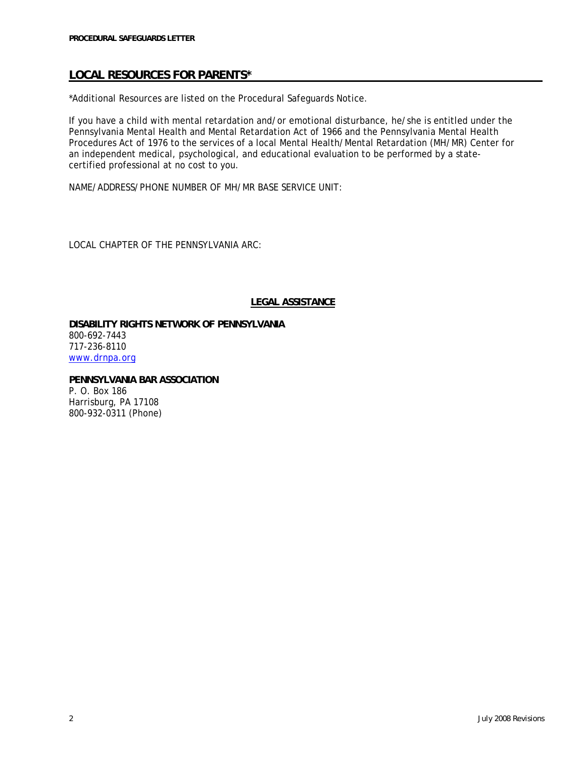## LOCAL RESOURCES FOR PARENTS*

*Additional Resources are listed on the Procedural Safeguards Notice.

If you have a child with mental retardation and/or emotional disturbance, he/she is entitled under the Pennsylvania Mental Health and Mental Retardation Act of 1966 and the Pennsylvania Mental Health Procedures Act of 1976 to the services of a local Mental Health/Mental Retardation (MH/MR) Center for an independent medical, psychological, and educational evaluation to be performed by a state-certified professional at no cost to you.

NAME/ADDRESS/PHONE NUMBER OF MH/MR BASE SERVICE UNIT:

LOCAL CHAPTER OF THE PENNSYLVANIA ARC:

### LEGAL ASSISTANCE

**DISABILITY RIGHTS NETWORK OF PENNSYLVANIA**
800-692-7443
717-236-8110
www.drnpa.org

**PENNSYLVANIA BAR ASSOCIATION**
P. O. Box 186
Harrisburg, PA 17108
800-932-0311 (Phone)